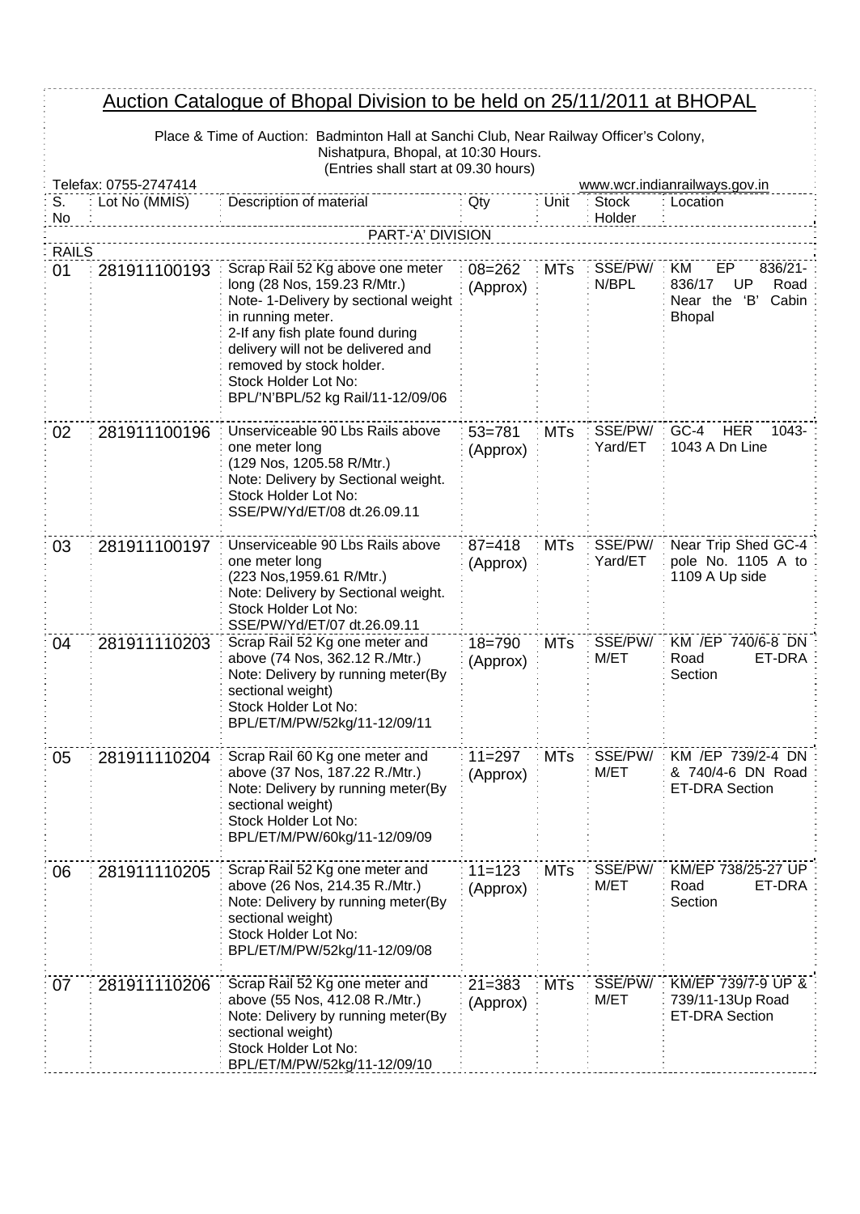# Auction Catalogue of Bhopal Division to be held on 25/11/2011 at BHOPAL

Place & Time of Auction: Badminton Hall at Sanchi Club, Near Railway Officer's Colony, Nishatpura, Bhopal, at 10:30 Hours.
(Entries shall start at 09.30 hours)

Telefax: 0755-2747414 www.wcr.indianrailways.gov.in

| S. No | Lot No (MMIS) | Description of material | Qty | Unit | Stock Holder | Location |
|---|---|---|---|---|---|---|
| | | PART-'A' DIVISION | | | | |
| RAILS | | | | | | |
| 01 | 281911100193 | Scrap Rail 52 Kg above one meter long (28 Nos, 159.23 R/Mtr.)<br>Note- 1-Delivery by sectional weight in running meter.<br>2-If any fish plate found during delivery will not be delivered and removed by stock holder.<br>Stock Holder Lot No: BPL/'N'BPL/52 kg Rail/11-12/09/06 | 08=262 (Approx) | MTs | SSE/PW/ N/BPL | KM EP 836/21-836/17 UP Road Near the 'B' Cabin Bhopal |
| 02 | 281911100196 | Unserviceable 90 Lbs Rails above one meter long (129 Nos, 1205.58 R/Mtr.)<br>Note: Delivery by Sectional weight.<br>Stock Holder Lot No: SSE/PW/Yd/ET/08 dt.26.09.11 | 53=781 (Approx) | MTs | SSE/PW/ Yard/ET | GC-4 HER 1043-1043 A Dn Line |
| 03 | 281911100197 | Unserviceable 90 Lbs Rails above one meter long (223 Nos,1959.61 R/Mtr.)<br>Note: Delivery by Sectional weight.<br>Stock Holder Lot No: SSE/PW/Yd/ET/07 dt.26.09.11 | 87=418 (Approx) | MTs | SSE/PW/ Yard/ET | Near Trip Shed GC-4 pole No. 1105 A to 1109 A Up side |
| 04 | 281911110203 | Scrap Rail 52 Kg one meter and above (74 Nos, 362.12 R./Mtr.)<br>Note: Delivery by running meter(By sectional weight)<br>Stock Holder Lot No: BPL/ET/M/PW/52kg/11-12/09/11 | 18=790 (Approx) | MTs | SSE/PW/ M/ET | KM /EP 740/6-8 DN Road ET-DRA Section |
| 05 | 281911110204 | Scrap Rail 60 Kg one meter and above (37 Nos, 187.22 R./Mtr.)<br>Note: Delivery by running meter(By sectional weight)<br>Stock Holder Lot No: BPL/ET/M/PW/60kg/11-12/09/09 | 11=297 (Approx) | MTs | SSE/PW/ M/ET | KM /EP 739/2-4 DN & 740/4-6 DN Road ET-DRA Section |
| 06 | 281911110205 | Scrap Rail 52 Kg one meter and above (26 Nos, 214.35 R./Mtr.)<br>Note: Delivery by running meter(By sectional weight)<br>Stock Holder Lot No: BPL/ET/M/PW/52kg/11-12/09/08 | 11=123 (Approx) | MTs | SSE/PW/ M/ET | KM/EP 738/25-27 UP Road ET-DRA Section |
| 07 | 281911110206 | Scrap Rail 52 Kg one meter and above (55 Nos, 412.08 R./Mtr.)<br>Note: Delivery by running meter(By sectional weight)<br>Stock Holder Lot No: BPL/ET/M/PW/52kg/11-12/09/10 | 21=383 (Approx) | MTs | SSE/PW/ M/ET | KM/EP 739/7-9 UP & 739/11-13Up Road ET-DRA Section |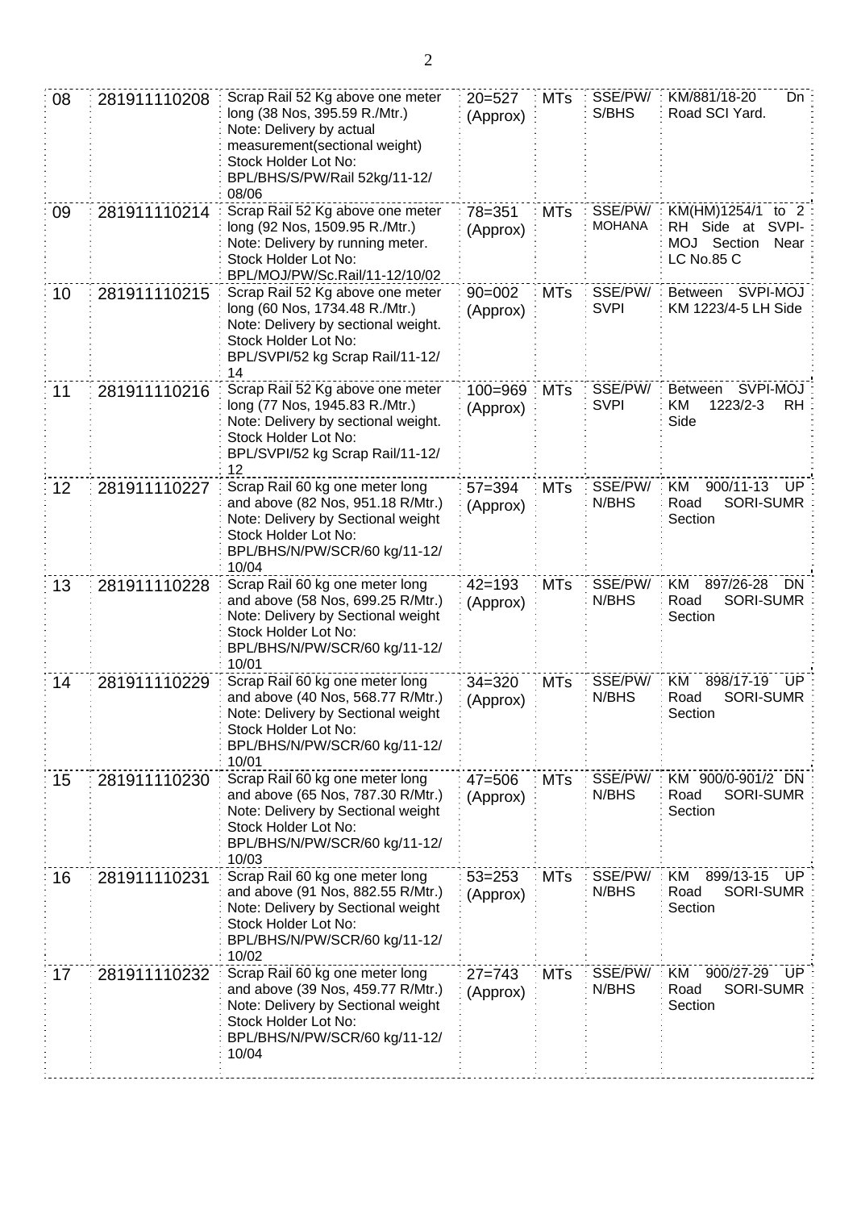| | | | | | | |
|---|---|---|---|---|---|---|
| 08 | 281911110208 | Scrap Rail 52 Kg above one meter long (38 Nos, 395.59 R./Mtr.) Note: Delivery by actual measurement(sectional weight) Stock Holder Lot No: BPL/BHS/S/PW/Rail 52kg/11-12/ 08/06 | 20=527 (Approx) | MTs | SSE/PW/ S/BHS | KM/881/18-20 Dn Road SCI Yard. |
| 09 | 281911110214 | Scrap Rail 52 Kg above one meter long (92 Nos, 1509.95 R./Mtr.) Note: Delivery by running meter. Stock Holder Lot No: BPL/MOJ/PW/Sc.Rail/11-12/10/02 | 78=351 (Approx) | MTs | SSE/PW/ MOHANA | KM(HM)1254/1 to 2 RH Side at SVPI-MOJ Section Near LC No.85 C |
| 10 | 281911110215 | Scrap Rail 52 Kg above one meter long (60 Nos, 1734.48 R./Mtr.) Note: Delivery by sectional weight. Stock Holder Lot No: BPL/SVPI/52 kg Scrap Rail/11-12/ 14 | 90=002 (Approx) | MTs | SSE/PW/ SVPI | Between SVPI-MOJ KM 1223/4-5 LH Side |
| 11 | 281911110216 | Scrap Rail 52 Kg above one meter long (77 Nos, 1945.83 R./Mtr.) Note: Delivery by sectional weight. Stock Holder Lot No: BPL/SVPI/52 kg Scrap Rail/11-12/ 12 | 100=969 (Approx) | MTs | SSE/PW/ SVPI | Between SVPI-MOJ KM 1223/2-3 RH Side |
| 12 | 281911110227 | Scrap Rail 60 kg one meter long and above (82 Nos, 951.18 R/Mtr.) Note: Delivery by Sectional weight Stock Holder Lot No: BPL/BHS/N/PW/SCR/60 kg/11-12/ 10/04 | 57=394 (Approx) | MTs | SSE/PW/ N/BHS | KM 900/11-13 UP Road SORI-SUMR Section |
| 13 | 281911110228 | Scrap Rail 60 kg one meter long and above (58 Nos, 699.25 R/Mtr.) Note: Delivery by Sectional weight Stock Holder Lot No: BPL/BHS/N/PW/SCR/60 kg/11-12/ 10/01 | 42=193 (Approx) | MTs | SSE/PW/ N/BHS | KM 897/26-28 DN Road SORI-SUMR Section |
| 14 | 281911110229 | Scrap Rail 60 kg one meter long and above (40 Nos, 568.77 R/Mtr.) Note: Delivery by Sectional weight Stock Holder Lot No: BPL/BHS/N/PW/SCR/60 kg/11-12/ 10/01 | 34=320 (Approx) | MTs | SSE/PW/ N/BHS | KM 898/17-19 UP Road SORI-SUMR Section |
| 15 | 281911110230 | Scrap Rail 60 kg one meter long and above (65 Nos, 787.30 R/Mtr.) Note: Delivery by Sectional weight Stock Holder Lot No: BPL/BHS/N/PW/SCR/60 kg/11-12/ 10/03 | 47=506 (Approx) | MTs | SSE/PW/ N/BHS | KM 900/0-901/2 DN Road SORI-SUMR Section |
| 16 | 281911110231 | Scrap Rail 60 kg one meter long and above (91 Nos, 882.55 R/Mtr.) Note: Delivery by Sectional weight Stock Holder Lot No: BPL/BHS/N/PW/SCR/60 kg/11-12/ 10/02 | 53=253 (Approx) | MTs | SSE/PW/ N/BHS | KM 899/13-15 UP Road SORI-SUMR Section |
| 17 | 281911110232 | Scrap Rail 60 kg one meter long and above (39 Nos, 459.77 R/Mtr.) Note: Delivery by Sectional weight Stock Holder Lot No: BPL/BHS/N/PW/SCR/60 kg/11-12/ 10/04 | 27=743 (Approx) | MTs | SSE/PW/ N/BHS | KM 900/27-29 UP Road SORI-SUMR Section |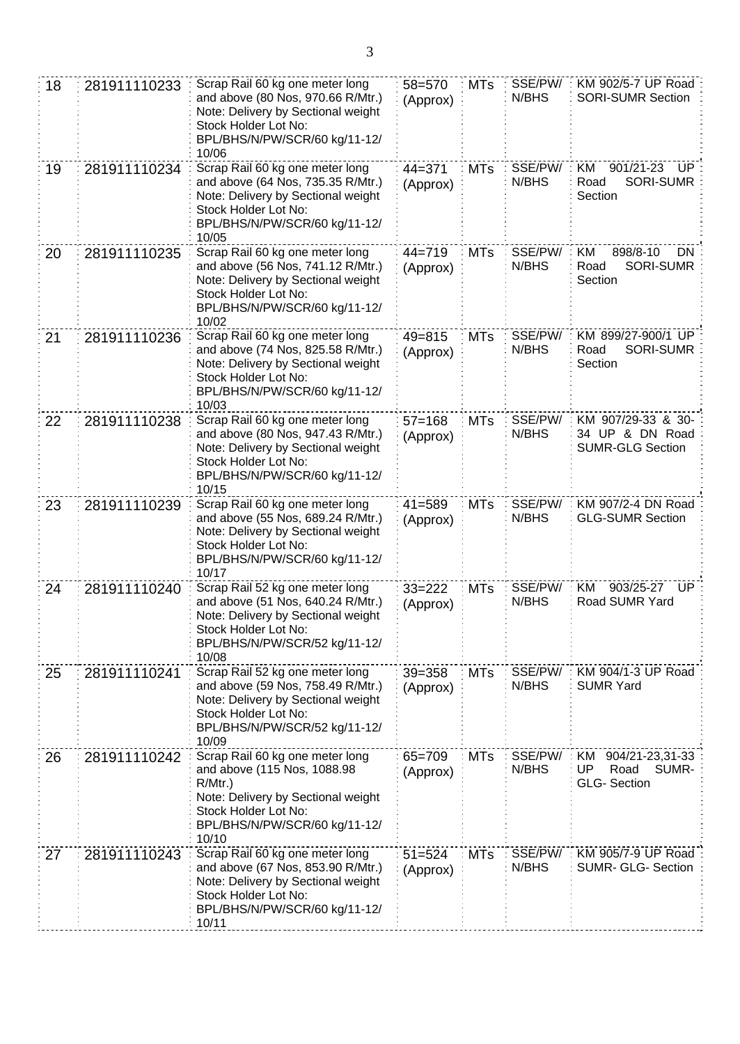| 18 | 281911110233 | Scrap Rail 60 kg one meter long and above (80 Nos, 970.66 R/Mtr.) Note: Delivery by Sectional weight Stock Holder Lot No: BPL/BHS/N/PW/SCR/60 kg/11-12/ 10/06 | 58=570 (Approx) | MTs | SSE/PW/ N/BHS | KM 902/5-7 UP Road SORI-SUMR Section |
|---|---|---|---|---|---|---|
| 19 | 281911110234 | Scrap Rail 60 kg one meter long and above (64 Nos, 735.35 R/Mtr.) Note: Delivery by Sectional weight Stock Holder Lot No: BPL/BHS/N/PW/SCR/60 kg/11-12/ 10/05 | 44=371 (Approx) | MTs | SSE/PW/ N/BHS | KM 901/21-23 UP Road SORI-SUMR Section |
| 20 | 281911110235 | Scrap Rail 60 kg one meter long and above (56 Nos, 741.12 R/Mtr.) Note: Delivery by Sectional weight Stock Holder Lot No: BPL/BHS/N/PW/SCR/60 kg/11-12/ 10/02 | 44=719 (Approx) | MTs | SSE/PW/ N/BHS | KM 898/8-10 DN Road SORI-SUMR Section |
| 21 | 281911110236 | Scrap Rail 60 kg one meter long and above (74 Nos, 825.58 R/Mtr.) Note: Delivery by Sectional weight Stock Holder Lot No: BPL/BHS/N/PW/SCR/60 kg/11-12/ 10/03 | 49=815 (Approx) | MTs | SSE/PW/ N/BHS | KM 899/27-900/1 UP Road SORI-SUMR Section |
| 22 | 281911110238 | Scrap Rail 60 kg one meter long and above (80 Nos, 947.43 R/Mtr.) Note: Delivery by Sectional weight Stock Holder Lot No: BPL/BHS/N/PW/SCR/60 kg/11-12/ 10/15 | 57=168 (Approx) | MTs | SSE/PW/ N/BHS | KM 907/29-33 & 30-34 UP & DN Road SUMR-GLG Section |
| 23 | 281911110239 | Scrap Rail 60 kg one meter long and above (55 Nos, 689.24 R/Mtr.) Note: Delivery by Sectional weight Stock Holder Lot No: BPL/BHS/N/PW/SCR/60 kg/11-12/ 10/17 | 41=589 (Approx) | MTs | SSE/PW/ N/BHS | KM 907/2-4 DN Road GLG-SUMR Section |
| 24 | 281911110240 | Scrap Rail 52 kg one meter long and above (51 Nos, 640.24 R/Mtr.) Note: Delivery by Sectional weight Stock Holder Lot No: BPL/BHS/N/PW/SCR/52 kg/11-12/ 10/08 | 33=222 (Approx) | MTs | SSE/PW/ N/BHS | KM 903/25-27 UP Road SUMR Yard |
| 25 | 281911110241 | Scrap Rail 52 kg one meter long and above (59 Nos, 758.49 R/Mtr.) Note: Delivery by Sectional weight Stock Holder Lot No: BPL/BHS/N/PW/SCR/52 kg/11-12/ 10/09 | 39=358 (Approx) | MTs | SSE/PW/ N/BHS | KM 904/1-3 UP Road SUMR Yard |
| 26 | 281911110242 | Scrap Rail 60 kg one meter long and above (115 Nos, 1088.98 R/Mtr.) Note: Delivery by Sectional weight Stock Holder Lot No: BPL/BHS/N/PW/SCR/60 kg/11-12/ 10/10 | 65=709 (Approx) | MTs | SSE/PW/ N/BHS | KM 904/21-23,31-33 UP Road SUMR-GLG- Section |
| 27 | 281911110243 | Scrap Rail 60 kg one meter long and above (67 Nos, 853.90 R/Mtr.) Note: Delivery by Sectional weight Stock Holder Lot No: BPL/BHS/N/PW/SCR/60 kg/11-12/ 10/11 | 51=524 (Approx) | MTs | SSE/PW/ N/BHS | KM 905/7-9 UP Road SUMR- GLG- Section |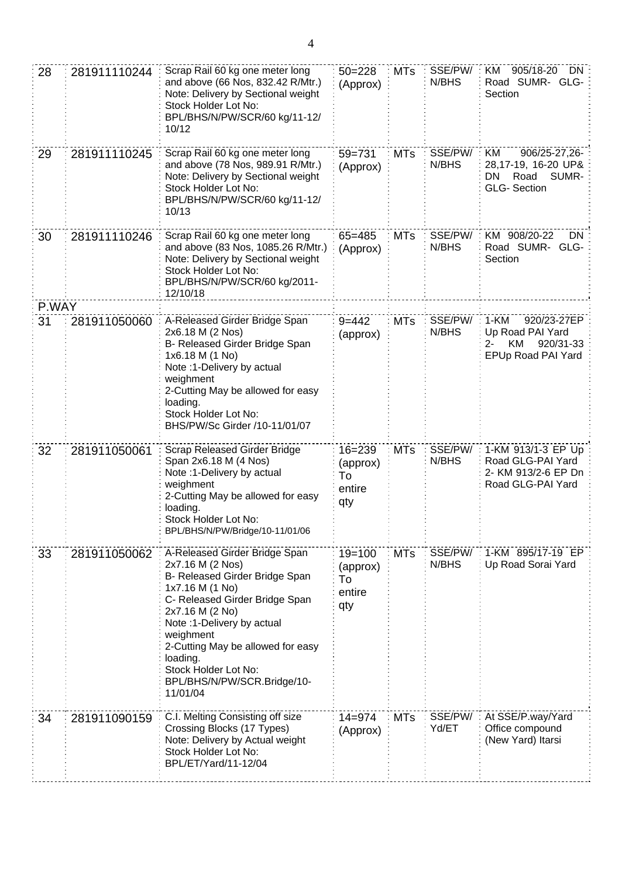| | | | | | | |
|---|---|---|---|---|---|---|
| 28 | 281911110244 | Scrap Rail 60 kg one meter long and above (66 Nos, 832.42 R/Mtr.) Note: Delivery by Sectional weight Stock Holder Lot No: BPL/BHS/N/PW/SCR/60 kg/11-12/ 10/12 | 50=228 (Approx) | MTs | SSE/PW/ N/BHS | KM 905/18-20 DN Road SUMR- GLG- Section |
| 29 | 281911110245 | Scrap Rail 60 kg one meter long and above (78 Nos, 989.91 R/Mtr.) Note: Delivery by Sectional weight Stock Holder Lot No: BPL/BHS/N/PW/SCR/60 kg/11-12/ 10/13 | 59=731 (Approx) | MTs | SSE/PW/ N/BHS | KM 906/25-27,26-28,17-19, 16-20 UP& DN Road SUMR- GLG- Section |
| 30 | 281911110246 | Scrap Rail 60 kg one meter long and above (83 Nos, 1085.26 R/Mtr.) Note: Delivery by Sectional weight Stock Holder Lot No: BPL/BHS/N/PW/SCR/60 kg/2011-12/10/18 | 65=485 (Approx) | MTs | SSE/PW/ N/BHS | KM 908/20-22 DN Road SUMR- GLG- Section |
| P.WAY | | | | | | |
| 31 | 281911050060 | A-Released Girder Bridge Span 2x6.18 M (2 Nos) B- Released Girder Bridge Span 1x6.18 M (1 No) Note :1-Delivery by actual weighment 2-Cutting May be allowed for easy loading. Stock Holder Lot No: BHS/PW/Sc Girder /10-11/01/07 | 9=442 (approx) | MTs | SSE/PW/ N/BHS | 1-KM 920/23-27EP Up Road PAI Yard 2- KM 920/31-33 EPUp Road PAI Yard |
| 32 | 281911050061 | Scrap Released Girder Bridge Span 2x6.18 M (4 Nos) Note :1-Delivery by actual weighment 2-Cutting May be allowed for easy loading. Stock Holder Lot No: BPL/BHS/N/PW/Bridge/10-11/01/06 | 16=239 (approx) To entire qty | MTs | SSE/PW/ N/BHS | 1-KM 913/1-3 EP Up Road GLG-PAI Yard 2- KM 913/2-6 EP Dn Road GLG-PAI Yard |
| 33 | 281911050062 | A-Released Girder Bridge Span 2x7.16 M (2 Nos) B- Released Girder Bridge Span 1x7.16 M (1 No) C- Released Girder Bridge Span 2x7.16 M (2 No) Note :1-Delivery by actual weighment 2-Cutting May be allowed for easy loading. Stock Holder Lot No: BPL/BHS/N/PW/SCR.Bridge/10-11/01/04 | 19=100 (approx) To entire qty | MTs | SSE/PW/ N/BHS | 1-KM 895/17-19 EP Up Road Sorai Yard |
| 34 | 281911090159 | C.I. Melting Consisting off size Crossing Blocks (17 Types) Note: Delivery by Actual weight Stock Holder Lot No: BPL/ET/Yard/11-12/04 | 14=974 (Approx) | MTs | SSE/PW/ Yd/ET | At SSE/P.way/Yard Office compound (New Yard) Itarsi |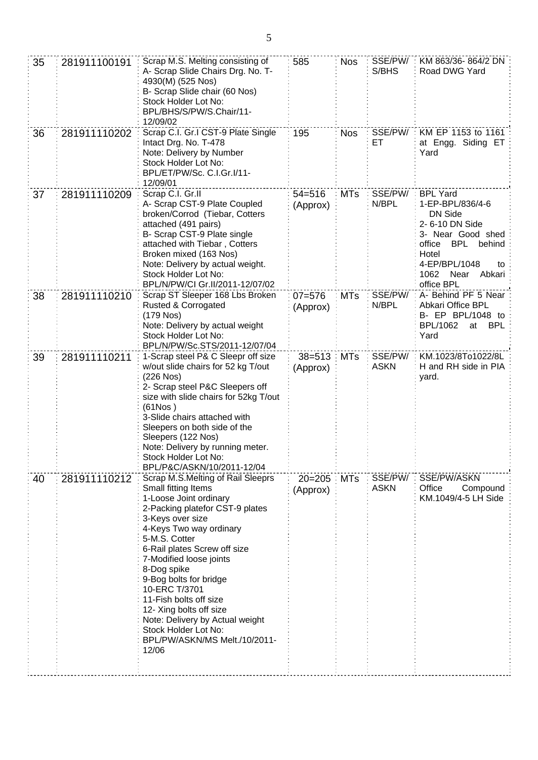| 35 | 281911100191 | Scrap M.S. Melting consisting of<br>A- Scrap Slide Chairs Drg. No. T-4930(M) (525 Nos)<br>B- Scrap Slide chair (60 Nos)<br>Stock Holder Lot No:<br>BPL/BHS/S/PW/S.Chair/11-12/09/02 | 585 | Nos | SSE/PW/S/BHS | KM 863/36- 864/2 DN Road DWG Yard |
|---|---|---|---|---|---|---|
| 36 | 281911110202 | Scrap C.I. Gr.I CST-9 Plate Single Intact Drg. No. T-478<br>Note: Delivery by Number<br>Stock Holder Lot No:<br>BPL/ET/PW/Sc. C.I.Gr.I/11-12/09/01 | 195 | Nos | SSE/PW/ET | KM EP 1153 to 1161 at Engg. Siding ET Yard |
| 37 | 281911110209 | Scrap C.I. Gr.II<br>A- Scrap CST-9 Plate Coupled broken/Corrod (Tiebar, Cotters attached (491 pairs)<br>B- Scrap CST-9 Plate single attached with Tiebar , Cotters Broken mixed (163 Nos)<br>Note: Delivery by actual weight.<br>Stock Holder Lot No:<br>BPL/N/PW/CI Gr.II/2011-12/07/02 | 54=516 (Approx) | MTs | SSE/PW/N/BPL | BPL Yard<br>1-EP-BPL/836/4-6 DN Side<br>2- 6-10 DN Side<br>3- Near Good shed office BPL behind Hotel<br>4-EP/BPL/1048 to 1062 Near Abkari office BPL |
| 38 | 281911110210 | Scrap ST Sleeper 168 Lbs Broken Rusted & Corrogated<br>(179 Nos)<br>Note: Delivery by actual weight<br>Stock Holder Lot No:<br>BPL/N/PW/Sc.STS/2011-12/07/04 | 07=576 (Approx) | MTs | SSE/PW/N/BPL | A- Behind PF 5 Near Abkari Office BPL<br>B- EP BPL/1048 to BPL/1062 at BPL Yard |
| 39 | 281911110211 | 1-Scrap steel P& C Sleepr off size w/out slide chairs for 52 kg T/out (226 Nos)<br>2- Scrap steel P&C Sleepers off size with slide chairs for 52kg T/out (61Nos )<br>3-Slide chairs attached with Sleepers on both side of the Sleepers (122 Nos)<br>Note: Delivery by running meter.<br>Stock Holder Lot No:<br>BPL/P&C/ASKN/10/2011-12/04 | 38=513 (Approx) | MTs | SSE/PW/ASKN | KM.1023/8To1022/8L H and RH side in PIA yard. |
| 40 | 281911110212 | Scrap M.S.Melting of Rail Sleeprs Small fitting Items<br>1-Loose Joint ordinary<br>2-Packing platefor CST-9 plates<br>3-Keys over size<br>4-Keys Two way ordinary<br>5-M.S. Cotter<br>6-Rail plates Screw off size<br>7-Modified loose joints<br>8-Dog spike<br>9-Bog bolts for bridge<br>10-ERC T/3701<br>11-Fish bolts off size<br>12- Xing bolts off size<br>Note: Delivery by Actual weight<br>Stock Holder Lot No:<br>BPL/PW/ASKN/MS Melt./10/2011-12/06 | 20=205 (Approx) | MTs | SSE/PW/ASKN | SSE/PW/ASKN Office Compound KM.1049/4-5 LH Side |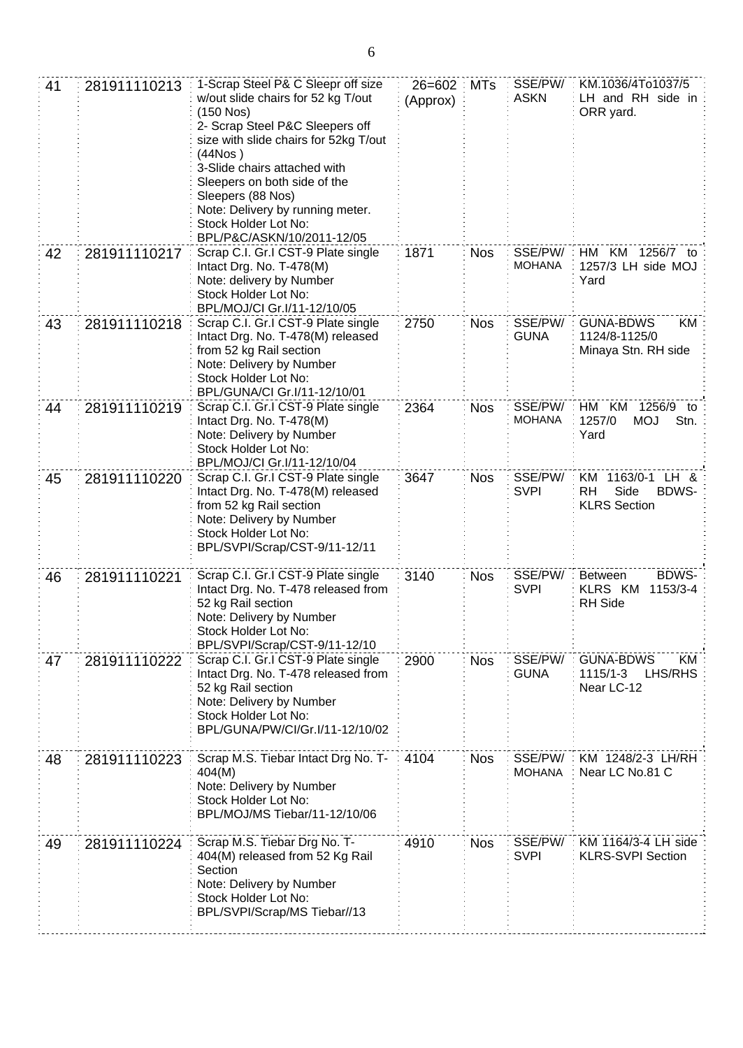| 41 | 281911110213 | 1-Scrap Steel P& C Sleepr off size w/out slide chairs for 52 kg T/out (150 Nos)<br>2- Scrap Steel P&C Sleepers off size with slide chairs for 52kg T/out (44Nos )<br>3-Slide chairs attached with Sleepers on both side of the Sleepers (88 Nos)<br>Note: Delivery by running meter.<br>Stock Holder Lot No: BPL/P&C/ASKN/10/2011-12/05 | 26=602 (Approx) | MTs | SSE/PW/ ASKN | KM.1036/4To1037/5 LH and RH side in ORR yard. |
|---|---|---|---|---|---|---|
| 42 | 281911110217 | Scrap C.I. Gr.I CST-9 Plate single Intact Drg. No. T-478(M)<br>Note: delivery by Number<br>Stock Holder Lot No: BPL/MOJ/CI Gr.I/11-12/10/05 | 1871 | Nos | SSE/PW/ MOHANA | HM KM 1256/7 to 1257/3 LH side MOJ Yard |
| 43 | 281911110218 | Scrap C.I. Gr.I CST-9 Plate single Intact Drg. No. T-478(M) released from 52 kg Rail section<br>Note: Delivery by Number<br>Stock Holder Lot No: BPL/GUNA/CI Gr.I/11-12/10/01 | 2750 | Nos | SSE/PW/ GUNA | GUNA-BDWS KM 1124/8-1125/0 Minaya Stn. RH side |
| 44 | 281911110219 | Scrap C.I. Gr.I CST-9 Plate single Intact Drg. No. T-478(M)<br>Note: Delivery by Number<br>Stock Holder Lot No: BPL/MOJ/CI Gr.I/11-12/10/04 | 2364 | Nos | SSE/PW/ MOHANA | HM KM 1256/9 to 1257/0 MOJ Stn. Yard |
| 45 | 281911110220 | Scrap C.I. Gr.I CST-9 Plate single Intact Drg. No. T-478(M) released from 52 kg Rail section<br>Note: Delivery by Number<br>Stock Holder Lot No: BPL/SVPI/Scrap/CST-9/11-12/11 | 3647 | Nos | SSE/PW/ SVPI | KM 1163/0-1 LH & RH Side BDWS-KLRS Section |
| 46 | 281911110221 | Scrap C.I. Gr.I CST-9 Plate single Intact Drg. No. T-478 released from 52 kg Rail section<br>Note: Delivery by Number<br>Stock Holder Lot No: BPL/SVPI/Scrap/CST-9/11-12/10 | 3140 | Nos | SSE/PW/ SVPI | Between BDWS-KLRS KM 1153/3-4 RH Side |
| 47 | 281911110222 | Scrap C.I. Gr.I CST-9 Plate single Intact Drg. No. T-478 released from 52 kg Rail section<br>Note: Delivery by Number<br>Stock Holder Lot No: BPL/GUNA/PW/CI/Gr.I/11-12/10/02 | 2900 | Nos | SSE/PW/ GUNA | GUNA-BDWS KM 1115/1-3 LHS/RHS Near LC-12 |
| 48 | 281911110223 | Scrap M.S. Tiebar Intact Drg No. T-404(M)<br>Note: Delivery by Number<br>Stock Holder Lot No: BPL/MOJ/MS Tiebar/11-12/10/06 | 4104 | Nos | SSE/PW/ MOHANA | KM 1248/2-3 LH/RH Near LC No.81 C |
| 49 | 281911110224 | Scrap M.S. Tiebar Drg No. T-404(M) released from 52 Kg Rail Section<br>Note: Delivery by Number<br>Stock Holder Lot No: BPL/SVPI/Scrap/MS Tiebar//13 | 4910 | Nos | SSE/PW/ SVPI | KM 1164/3-4 LH side KLRS-SVPI Section |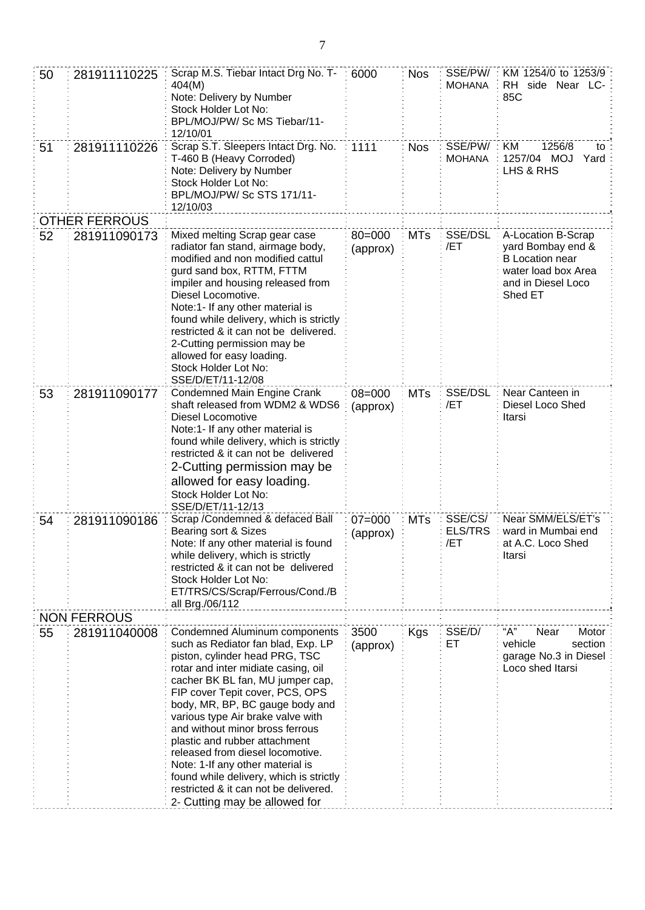| 50 | 281911110225 | Scrap M.S. Tiebar Intact Drg No. T-404(M)<br>Note: Delivery by Number<br>Stock Holder Lot No:<br>BPL/MOJ/PW/ Sc MS Tiebar/11-12/10/01 | 6000 | Nos | SSE/PW/ MOHANA | KM 1254/0 to 1253/9 RH side Near LC-85C |
|---|---|---|---|---|---|---|
| 51 | 281911110226 | Scrap S.T. Sleepers Intact Drg. No. T-460 B (Heavy Corroded)<br>Note: Delivery by Number<br>Stock Holder Lot No:<br>BPL/MOJ/PW/ Sc STS 171/11-12/10/03 | 1111 | Nos | SSE/PW/ MOHANA | KM 1256/8 to 1257/04 MOJ Yard LHS & RHS |
| | OTHER FERROUS | | | | | |
| 52 | 281911090173 | Mixed melting Scrap gear case radiator fan stand, airmage body, modified and non modified cattul gurd sand box, RTTM, FTTM impiler and housing released from Diesel Locomotive.<br>Note:1- If any other material is found while delivery, which is strictly restricted & it can not be delivered.<br>2-Cutting permission may be allowed for easy loading.<br>Stock Holder Lot No:<br>SSE/D/ET/11-12/08 | 80=000 (approx) | MTs | SSE/DSL /ET | A-Location B-Scrap yard Bombay end & B Location near water load box Area and in Diesel Loco Shed ET |
| 53 | 281911090177 | Condemned Main Engine Crank shaft released from WDM2 & WDS6 Diesel Locomotive<br>Note:1- If any other material is found while delivery, which is strictly restricted & it can not be delivered<br>2-Cutting permission may be allowed for easy loading.<br>Stock Holder Lot No:<br>SSE/D/ET/11-12/13 | 08=000 (approx) | MTs | SSE/DSL /ET | Near Canteen in Diesel Loco Shed Itarsi |
| 54 | 281911090186 | Scrap /Condemned & defaced Ball Bearing sort & Sizes<br>Note: If any other material is found while delivery, which is strictly restricted & it can not be delivered<br>Stock Holder Lot No:<br>ET/TRS/CS/Scrap/Ferrous/Cond./Ball Brg./06/112 | 07=000 (approx) | MTs | SSE/CS/ ELS/TRS /ET | Near SMM/ELS/ET's ward in Mumbai end at A.C. Loco Shed Itarsi |
| | NON FERROUS | | | | | |
| 55 | 281911040008 | Condemned Aluminum components such as Rediator fan blad, Exp. LP piston, cylinder head PRG, TSC rotar and inter midiate casing, oil cacher BK BL fan, MU jumper cap, FIP cover Tepit cover, PCS, OPS body, MR, BP, BC gauge body and various type Air brake valve with and without minor bross ferrous plastic and rubber attachment released from diesel locomotive.<br>Note: 1-If any other material is found while delivery, which is strictly restricted & it can not be delivered.<br>2- Cutting may be allowed for | 3500 (approx) | Kgs | SSE/D/ ET | "A" Near Motor vehicle section garage No.3 in Diesel Loco shed Itarsi |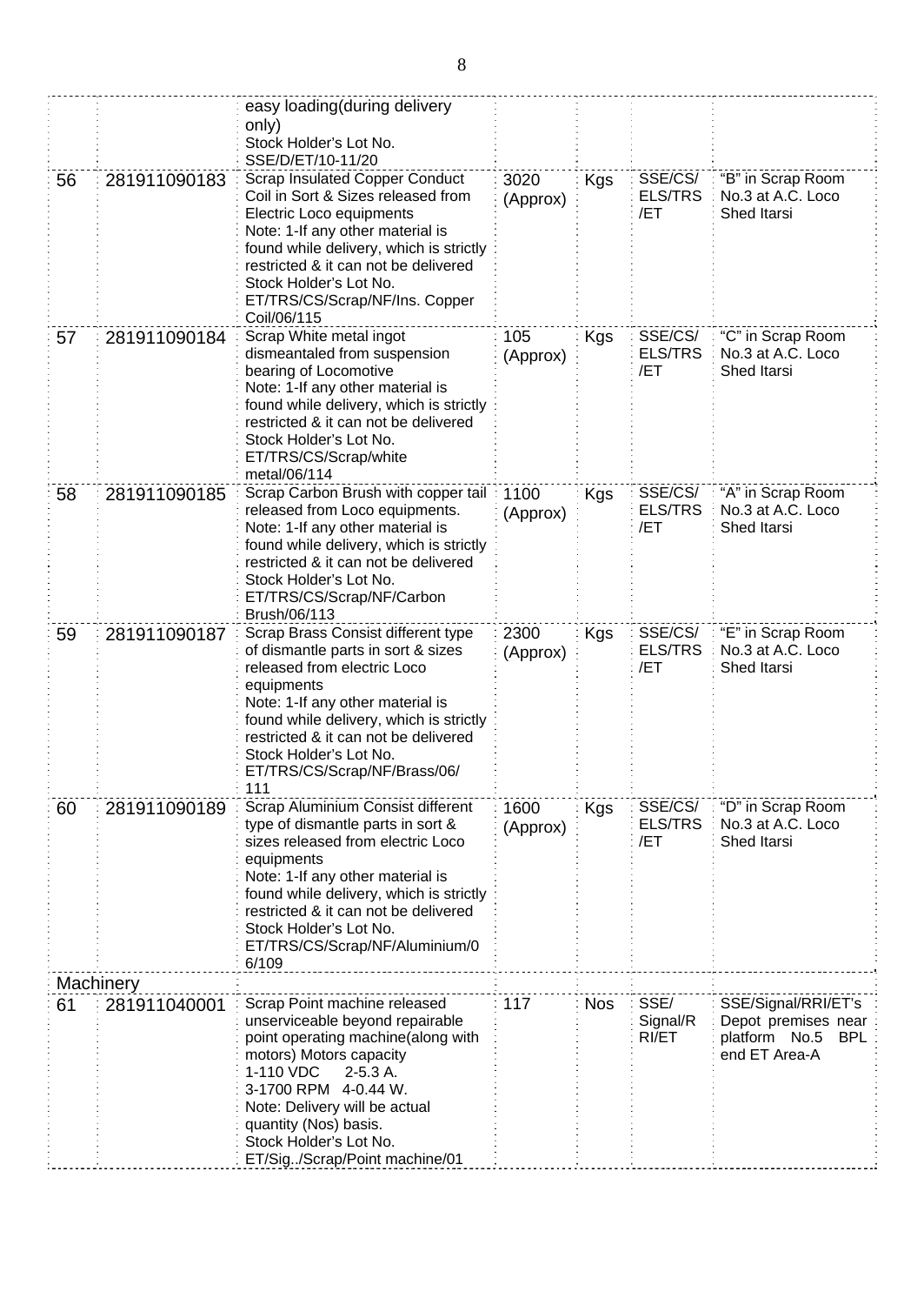| | | | | | | |
|---|---|---|---|---|---|---|
| | | easy loading(during delivery only) Stock Holder's Lot No. SSE/D/ET/10-11/20 | | | | |
| 56 | 281911090183 | Scrap Insulated Copper Conduct Coil in Sort & Sizes released from Electric Loco equipments Note: 1-If any other material is found while delivery, which is strictly restricted & it can not be delivered Stock Holder's Lot No. ET/TRS/CS/Scrap/NF/Ins. Copper Coil/06/115 | 3020 (Approx) | Kgs | SSE/CS/ ELS/TRS /ET | "B" in Scrap Room No.3 at A.C. Loco Shed Itarsi |
| 57 | 281911090184 | Scrap White metal ingot dismeantaled from suspension bearing of Locomotive Note: 1-If any other material is found while delivery, which is strictly restricted & it can not be delivered Stock Holder's Lot No. ET/TRS/CS/Scrap/white metal/06/114 | 105 (Approx) | Kgs | SSE/CS/ ELS/TRS /ET | "C" in Scrap Room No.3 at A.C. Loco Shed Itarsi |
| 58 | 281911090185 | Scrap Carbon Brush with copper tail released from Loco equipments. Note: 1-If any other material is found while delivery, which is strictly restricted & it can not be delivered Stock Holder's Lot No. ET/TRS/CS/Scrap/NF/Carbon Brush/06/113 | 1100 (Approx) | Kgs | SSE/CS/ ELS/TRS /ET | "A" in Scrap Room No.3 at A.C. Loco Shed Itarsi |
| 59 | 281911090187 | Scrap Brass Consist different type of dismantle parts in sort & sizes released from electric Loco equipments Note: 1-If any other material is found while delivery, which is strictly restricted & it can not be delivered Stock Holder's Lot No. ET/TRS/CS/Scrap/NF/Brass/06/ 111 | 2300 (Approx) | Kgs | SSE/CS/ ELS/TRS /ET | "E" in Scrap Room No.3 at A.C. Loco Shed Itarsi |
| 60 | 281911090189 | Scrap Aluminium Consist different type of dismantle parts in sort & sizes released from electric Loco equipments Note: 1-If any other material is found while delivery, which is strictly restricted & it can not be delivered Stock Holder's Lot No. ET/TRS/CS/Scrap/NF/Aluminium/0 6/109 | 1600 (Approx) | Kgs | SSE/CS/ ELS/TRS /ET | "D" in Scrap Room No.3 at A.C. Loco Shed Itarsi |
| Machinery | | | | | | |
| 61 | 281911040001 | Scrap Point machine released unserviceable beyond repairable point operating machine(along with motors) Motors capacity 1-110 VDC 2-5.3 A. 3-1700 RPM 4-0.44 W. Note: Delivery will be actual quantity (Nos) basis. Stock Holder's Lot No. ET/Sig../Scrap/Point machine/01 | 117 | Nos | SSE/ Signal/R RI/ET | SSE/Signal/RRI/ET's Depot premises near platform No.5 BPL end ET Area-A |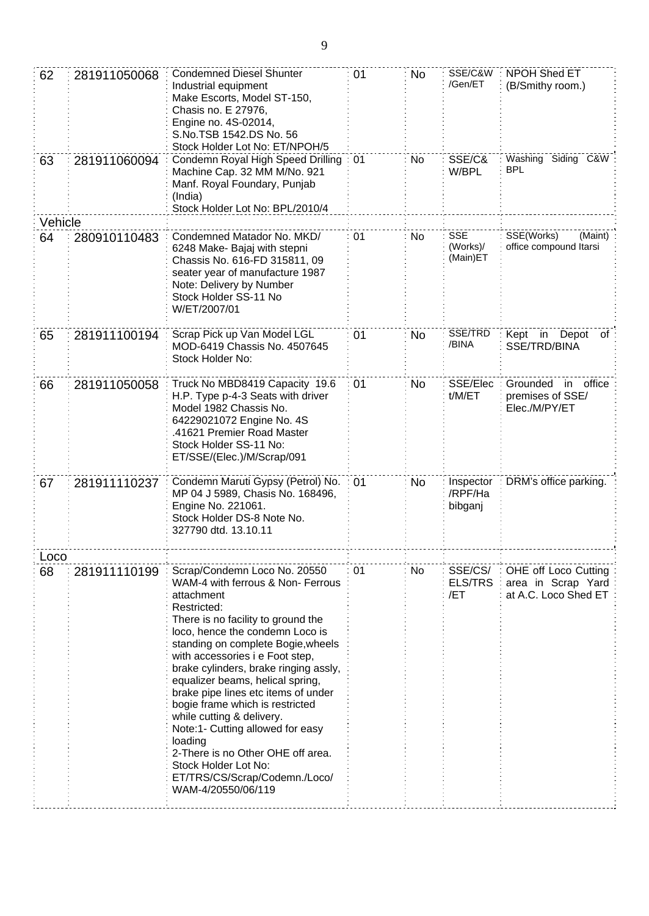| | | | | | | |
|---|---|---|---|---|---|---|
| 62 | 281911050068 | Condemned Diesel Shunter Industrial equipment Make Escorts, Model ST-150, Chasis no. E 27976, Engine no. 4S-02014, S.No.TSB 1542.DS No. 56 Stock Holder Lot No: ET/NPOH/5 | 01 | No | SSE/C&W /Gen/ET | NPOH Shed ET (B/Smithy room.) |
| 63 | 281911060094 | Condemn Royal High Speed Drilling Machine Cap. 32 MM M/No. 921 Manf. Royal Foundary, Punjab (India) Stock Holder Lot No: BPL/2010/4 | 01 | No | SSE/C& W/BPL | Washing Siding C&W BPL |
| Vehicle | | | | | | |
| 64 | 280910110483 | Condemned Matador No. MKD/ 6248 Make- Bajaj with stepni Chassis No. 616-FD 315811, 09 seater year of manufacture 1987 Note: Delivery by Number Stock Holder SS-11 No W/ET/2007/01 | 01 | No | SSE (Works)/ (Main)ET | SSE(Works) (Maint) office compound Itarsi |
| 65 | 281911100194 | Scrap Pick up Van Model LGL MOD-6419 Chassis No. 4507645 Stock Holder No: | 01 | No | SSE/TRD /BINA | Kept in Depot of SSE/TRD/BINA |
| 66 | 281911050058 | Truck No MBD8419 Capacity 19.6 H.P. Type p-4-3 Seats with driver Model 1982 Chassis No. 64229021072 Engine No. 4S .41621 Premier Road Master Stock Holder SS-11 No: ET/SSE/(Elec.)/M/Scrap/091 | 01 | No | SSE/Elec t/M/ET | Grounded in office premises of SSE/ Elec./M/PY/ET |
| 67 | 281911110237 | Condemn Maruti Gypsy (Petrol) No. MP 04 J 5989, Chasis No. 168496, Engine No. 221061. Stock Holder DS-8 Note No. 327790 dtd. 13.10.11 | 01 | No | Inspector /RPF/Ha bibganj | DRM's office parking. |
| Loco | | | | | | |
| 68 | 281911110199 | Scrap/Condemn Loco No. 20550 WAM-4 with ferrous & Non- Ferrous attachment<br>Restricted:<br>There is no facility to ground the loco, hence the condemn Loco is standing on complete Bogie,wheels with accessories i e Foot step, brake cylinders, brake ringing assly, equalizer beams, helical spring, brake pipe lines etc items of under bogie frame which is restricted while cutting & delivery.<br>Note:1- Cutting allowed for easy loading<br>2-There is no Other OHE off area.<br>Stock Holder Lot No: ET/TRS/CS/Scrap/Codemn./Loco/ WAM-4/20550/06/119 | 01 | No | SSE/CS/ ELS/TRS /ET | OHE off Loco Cutting area in Scrap Yard at A.C. Loco Shed ET |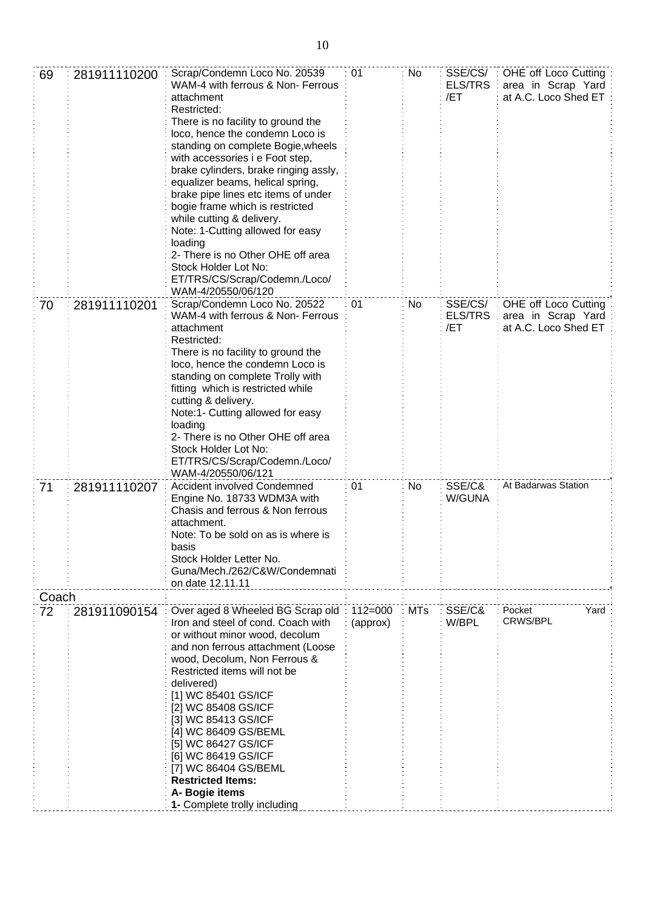| 69 | 281911110200 | Scrap/Condemn Loco No. 20539 WAM-4 with ferrous & Non- Ferrous attachment<br>Restricted:<br>There is no facility to ground the loco, hence the condemn Loco is standing on complete Bogie,wheels with accessories i e Foot step, brake cylinders, brake ringing assly, equalizer beams, helical spring, brake pipe lines etc items of under bogie frame which is restricted while cutting & delivery.<br>Note: 1-Cutting allowed for easy loading<br>2- There is no Other OHE off area<br>Stock Holder Lot No: ET/TRS/CS/Scrap/Codemn./Loco/ WAM-4/20550/06/120 | 01 | No | SSE/CS/ ELS/TRS /ET | OHE off Loco Cutting area in Scrap Yard at A.C. Loco Shed ET |
|---|---|---|---|---|---|---|
| 70 | 281911110201 | Scrap/Condemn Loco No. 20522 WAM-4 with ferrous & Non- Ferrous attachment<br>Restricted:<br>There is no facility to ground the loco, hence the condemn Loco is standing on complete Trolly with fitting which is restricted while cutting & delivery.<br>Note:1- Cutting allowed for easy loading<br>2- There is no Other OHE off area<br>Stock Holder Lot No: ET/TRS/CS/Scrap/Codemn./Loco/ WAM-4/20550/06/121 | 01 | No | SSE/CS/ ELS/TRS /ET | OHE off Loco Cutting area in Scrap Yard at A.C. Loco Shed ET |
| 71 | 281911110207 | Accident involved Condemned Engine No. 18733 WDM3A with Chasis and ferrous & Non ferrous attachment.<br>Note: To be sold on as is where is basis<br>Stock Holder Letter No. Guna/Mech./262/C&W/Condemnati on date 12.11.11 | 01 | No | SSE/C& W/GUNA | At Badarwas Station |
| Coach | | | | | | |
| 72 | 281911090154 | Over aged 8 Wheeled BG Scrap old Iron and steel of cond. Coach with or without minor wood, decolum and non ferrous attachment (Loose wood, Decolum, Non Ferrous & Restricted items will not be delivered)<br>[1] WC 85401 GS/ICF<br>[2] WC 85408 GS/ICF<br>[3] WC 85413 GS/ICF<br>[4] WC 86409 GS/BEML<br>[5] WC 86427 GS/ICF<br>[6] WC 86419 GS/ICF<br>[7] WC 86404 GS/BEML<br>**Restricted Items:**<br>**A- Bogie items**<br>**1-** Complete trolly including | 112=000 (approx) | MTs | SSE/C& W/BPL | Pocket Yard CRWS/BPL |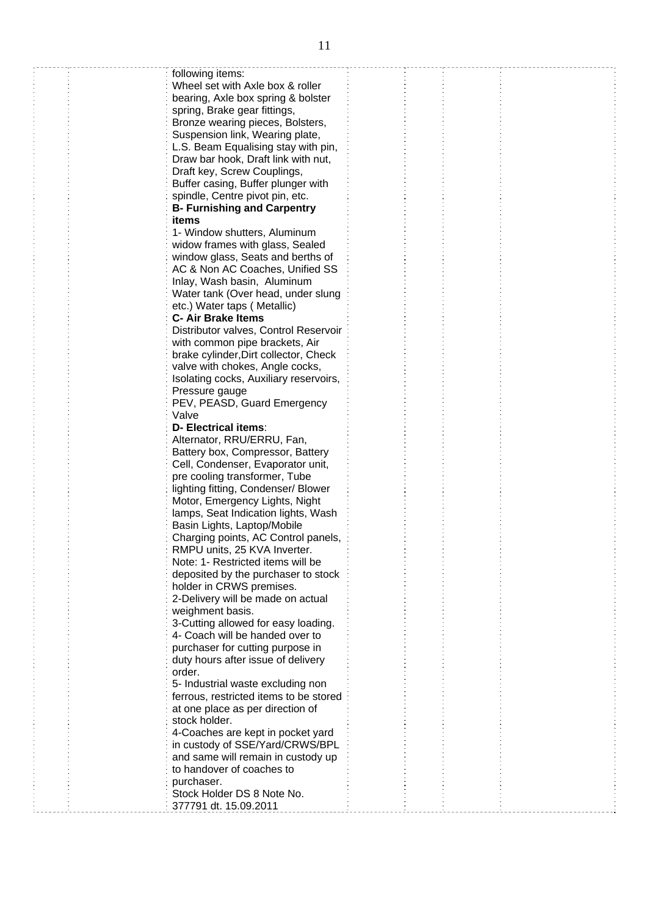| | | | | | | |
|---|---|---|---|---|---|---|
| | | following items:<br>Wheel set with Axle box & roller bearing, Axle box spring & bolster spring, Brake gear fittings, Bronze wearing pieces, Bolsters, Suspension link, Wearing plate, L.S. Beam Equalising stay with pin, Draw bar hook, Draft link with nut, Draft key, Screw Couplings, Buffer casing, Buffer plunger with spindle, Centre pivot pin, etc.<br>**B- Furnishing and Carpentry items**<br>1- Window shutters, Aluminum widow frames with glass, Sealed window glass, Seats and berths of AC & Non AC Coaches, Unified SS Inlay, Wash basin, Aluminum Water tank (Over head, under slung etc.) Water taps ( Metallic)<br>**C- Air Brake Items**<br>Distributor valves, Control Reservoir with common pipe brackets, Air brake cylinder,Dirt collector, Check valve with chokes, Angle cocks, Isolating cocks, Auxiliary reservoirs, Pressure gauge<br>PEV, PEASD, Guard Emergency Valve<br>**D- Electrical items**:<br>Alternator, RRU/ERRU, Fan, Battery box, Compressor, Battery Cell, Condenser, Evaporator unit, pre cooling transformer, Tube lighting fitting, Condenser/ Blower Motor, Emergency Lights, Night lamps, Seat Indication lights, Wash Basin Lights, Laptop/Mobile Charging points, AC Control panels, RMPU units, 25 KVA Inverter.<br>Note: 1- Restricted items will be deposited by the purchaser to stock holder in CRWS premises.<br>2-Delivery will be made on actual weighment basis.<br>3-Cutting allowed for easy loading.<br>4- Coach will be handed over to purchaser for cutting purpose in duty hours after issue of delivery order.<br>5- Industrial waste excluding non ferrous, restricted items to be stored at one place as per direction of stock holder.<br>4-Coaches are kept in pocket yard in custody of SSE/Yard/CRWS/BPL and same will remain in custody up to handover of coaches to purchaser.<br>Stock Holder DS 8 Note No. 377791 dt. 15.09.2011 | | | | |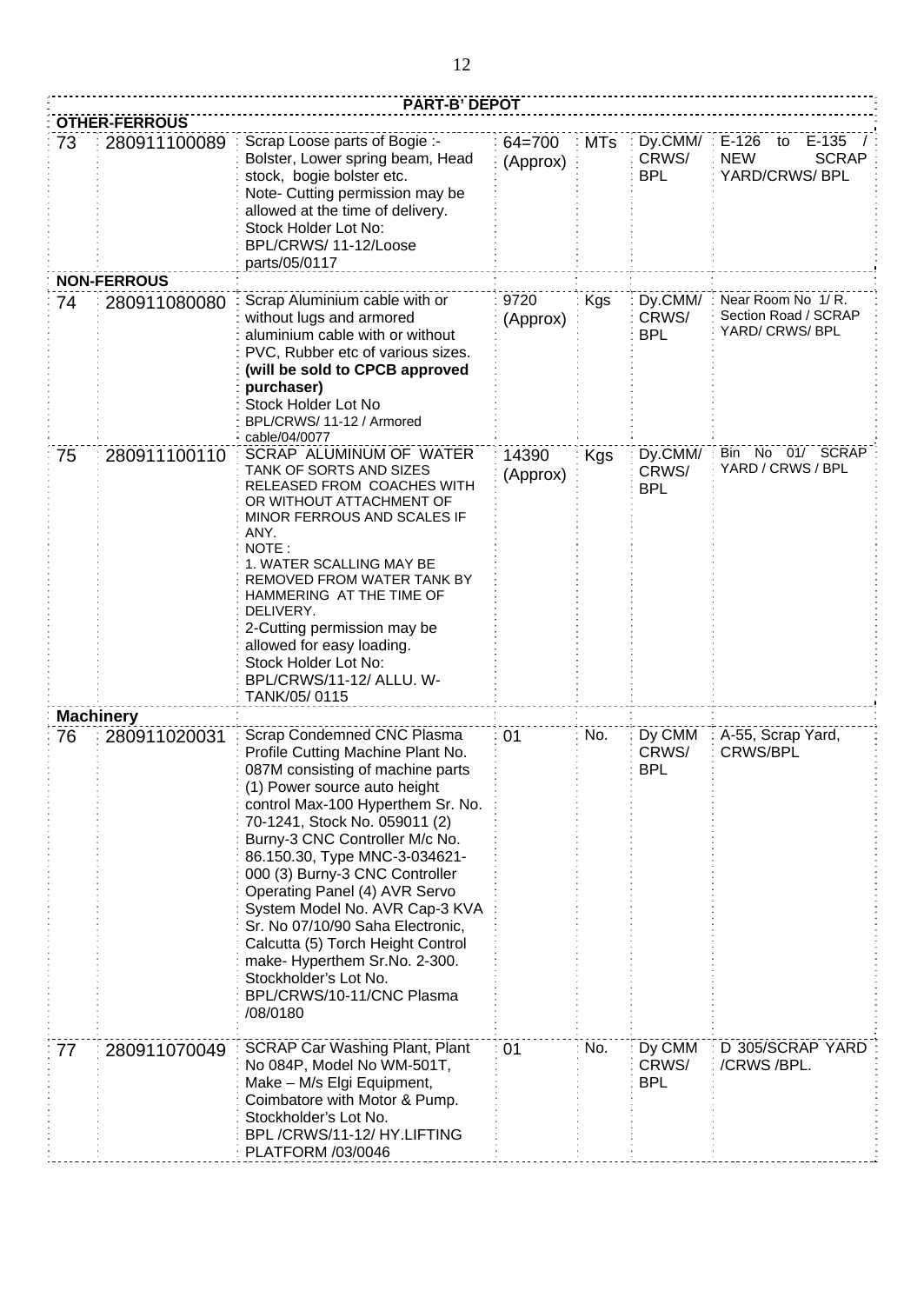## PART-B' DEPOT

| | | | | | | |
|---|---|---|---|---|---|---|
| **OTHER-FERROUS** | | | | | | |
| 73 | 280911100089 | Scrap Loose parts of Bogie :- Bolster, Lower spring beam, Head stock, bogie bolster etc. Note- Cutting permission may be allowed at the time of delivery. Stock Holder Lot No: BPL/CRWS/ 11-12/Loose parts/05/0117 | 64=700 (Approx) | MTs | Dy.CMM/ CRWS/ BPL | E-126 to E-135 / NEW SCRAP YARD/CRWS/ BPL |
| **NON-FERROUS** | | | | | | |
| 74 | 280911080080 | Scrap Aluminium cable with or without lugs and armored aluminium cable with or without PVC, Rubber etc of various sizes. **(will be sold to CPCB approved purchaser)** Stock Holder Lot No BPL/CRWS/ 11-12 / Armored cable/04/0077 | 9720 (Approx) | Kgs | Dy.CMM/ CRWS/ BPL | Near Room No 1/ R. Section Road / SCRAP YARD/ CRWS/ BPL |
| 75 | 280911100110 | SCRAP ALUMINUM OF WATER TANK OF SORTS AND SIZES RELEASED FROM COACHES WITH OR WITHOUT ATTACHMENT OF MINOR FERROUS AND SCALES IF ANY. NOTE : 1. WATER SCALLING MAY BE REMOVED FROM WATER TANK BY HAMMERING AT THE TIME OF DELIVERY. 2-Cutting permission may be allowed for easy loading. Stock Holder Lot No: BPL/CRWS/11-12/ ALLU. W-TANK/05/ 0115 | 14390 (Approx) | Kgs | Dy.CMM/ CRWS/ BPL | Bin No 01/ SCRAP YARD / CRWS / BPL |
| **Machinery** | | | | | | |
| 76 | 280911020031 | Scrap Condemned CNC Plasma Profile Cutting Machine Plant No. 087M consisting of machine parts (1) Power source auto height control Max-100 Hyperthem Sr. No. 70-1241, Stock No. 059011 (2) Burny-3 CNC Controller M/c No. 86.150.30, Type MNC-3-034621-000 (3) Burny-3 CNC Controller Operating Panel (4) AVR Servo System Model No. AVR Cap-3 KVA Sr. No 07/10/90 Saha Electronic, Calcutta (5) Torch Height Control make- Hyperthem Sr.No. 2-300. Stockholder's Lot No. BPL/CRWS/10-11/CNC Plasma /08/0180 | 01 | No. | Dy CMM CRWS/ BPL | A-55, Scrap Yard, CRWS/BPL |
| 77 | 280911070049 | SCRAP Car Washing Plant, Plant No 084P, Model No WM-501T, Make – M/s Elgi Equipment, Coimbatore with Motor & Pump. Stockholder's Lot No. BPL /CRWS/11-12/ HY.LIFTING PLATFORM /03/0046 | 01 | No. | Dy CMM CRWS/ BPL | D 305/SCRAP YARD /CRWS /BPL. |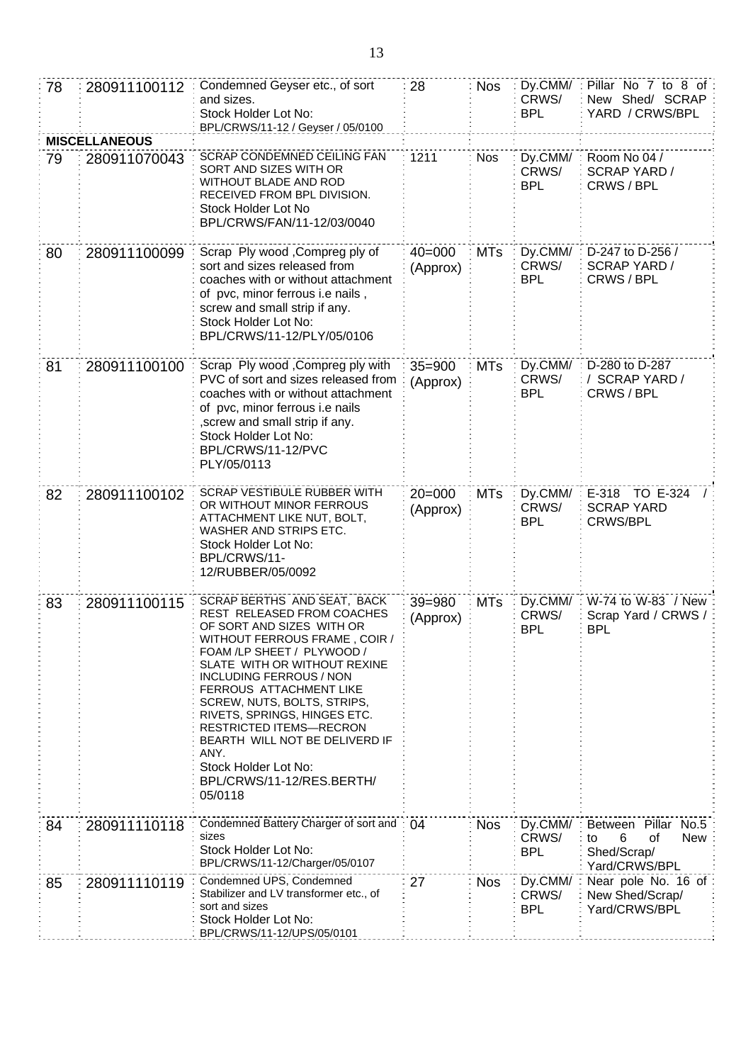| | | | | | | |
|---|---|---|---|---|---|---|
| 78 | 280911100112 | Condemned Geyser etc., of sort and sizes. Stock Holder Lot No: BPL/CRWS/11-12 / Geyser / 05/0100 | 28 | Nos | Dy.CMM/ CRWS/ BPL | Pillar No 7 to 8 of New Shed/ SCRAP YARD / CRWS/BPL |
| **MISCELLANEOUS** | | | | | | |
| 79 | 280911070043 | SCRAP CONDEMNED CEILING FAN SORT AND SIZES WITH OR WITHOUT BLADE AND ROD RECEIVED FROM BPL DIVISION. Stock Holder Lot No BPL/CRWS/FAN/11-12/03/0040 | 1211 | Nos | Dy.CMM/ CRWS/ BPL | Room No 04 / SCRAP YARD / CRWS / BPL |
| 80 | 280911100099 | Scrap Ply wood ,Compreg ply of sort and sizes released from coaches with or without attachment of pvc, minor ferrous i.e nails , screw and small strip if any. Stock Holder Lot No: BPL/CRWS/11-12/PLY/05/0106 | 40=000 (Approx) | MTs | Dy.CMM/ CRWS/ BPL | D-247 to D-256 / SCRAP YARD / CRWS / BPL |
| 81 | 280911100100 | Scrap Ply wood ,Compreg ply with PVC of sort and sizes released from coaches with or without attachment of pvc, minor ferrous i.e nails ,screw and small strip if any. Stock Holder Lot No: BPL/CRWS/11-12/PVC PLY/05/0113 | 35=900 (Approx) | MTs | Dy.CMM/ CRWS/ BPL | D-280 to D-287 / SCRAP YARD / CRWS / BPL |
| 82 | 280911100102 | SCRAP VESTIBULE RUBBER WITH OR WITHOUT MINOR FERROUS ATTACHMENT LIKE NUT, BOLT, WASHER AND STRIPS ETC. Stock Holder Lot No: BPL/CRWS/11-12/RUBBER/05/0092 | 20=000 (Approx) | MTs | Dy.CMM/ CRWS/ BPL | E-318 TO E-324 / SCRAP YARD CRWS/BPL |
| 83 | 280911100115 | SCRAP BERTHS AND SEAT, BACK REST RELEASED FROM COACHES OF SORT AND SIZES WITH OR WITHOUT FERROUS FRAME , COIR / FOAM /LP SHEET / PLYWOOD / SLATE WITH OR WITHOUT REXINE INCLUDING FERROUS / NON FERROUS ATTACHMENT LIKE SCREW, NUTS, BOLTS, STRIPS, RIVETS, SPRINGS, HINGES ETC. RESTRICTED ITEMS—RECRON BEARTH WILL NOT BE DELIVERD IF ANY. Stock Holder Lot No: BPL/CRWS/11-12/RES.BERTH/ 05/0118 | 39=980 (Approx) | MTs | Dy.CMM/ CRWS/ BPL | W-74 to W-83 / New Scrap Yard / CRWS / BPL |
| 84 | 280911110118 | Condemned Battery Charger of sort and sizes Stock Holder Lot No: BPL/CRWS/11-12/Charger/05/0107 | 04 | Nos | Dy.CMM/ CRWS/ BPL | Between Pillar No.5 to 6 of New Shed/Scrap/ Yard/CRWS/BPL |
| 85 | 280911110119 | Condemned UPS, Condemned Stabilizer and LV transformer etc., of sort and sizes Stock Holder Lot No: BPL/CRWS/11-12/UPS/05/0101 | 27 | Nos | Dy.CMM/ CRWS/ BPL | Near pole No. 16 of New Shed/Scrap/ Yard/CRWS/BPL |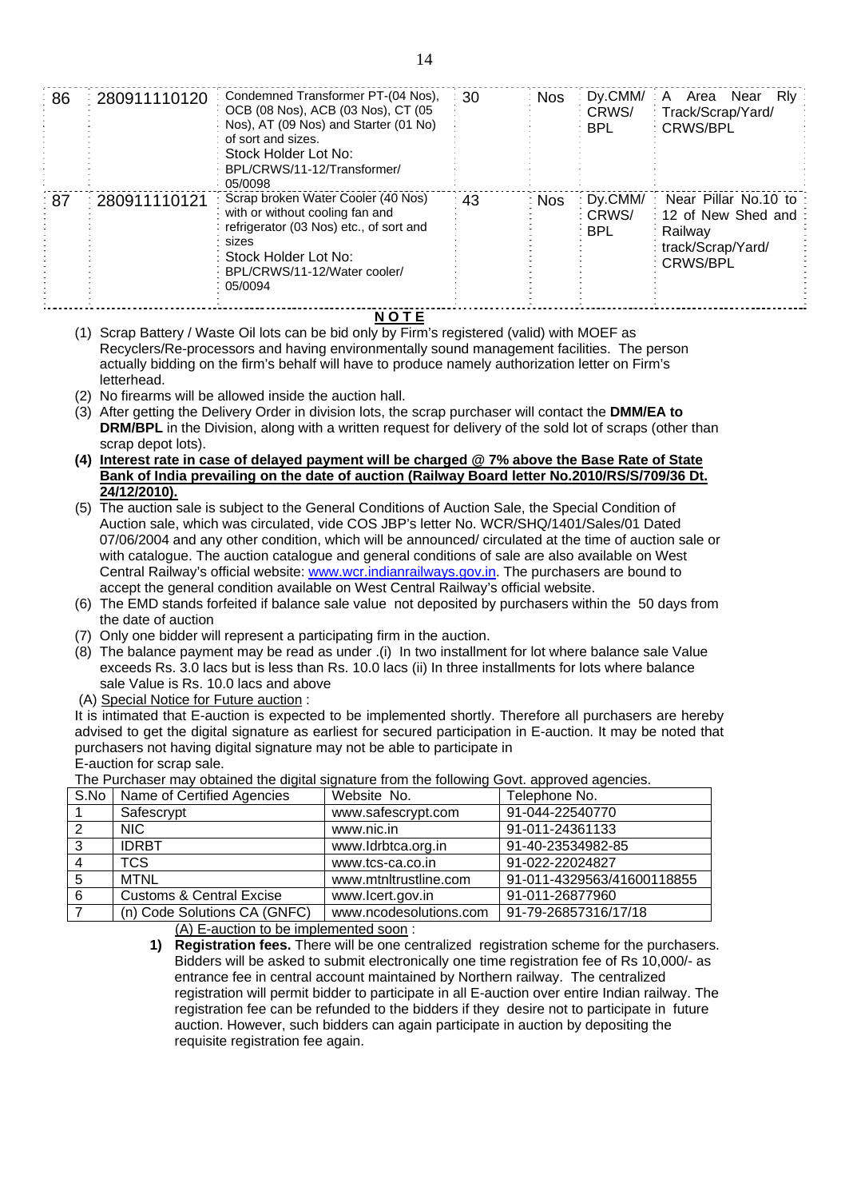| 86 | 280911110120 | Condemned Transformer PT-(04 Nos), OCB (08 Nos), ACB (03 Nos), CT (05 Nos), AT (09 Nos) and Starter (01 No) of sort and sizes. Stock Holder Lot No: BPL/CRWS/11-12/Transformer/ 05/0098 | 30 | Nos | Dy.CMM/ CRWS/ BPL | A Area Near Rly Track/Scrap/Yard/ CRWS/BPL |
|---|---|---|---|---|---|---|
| 87 | 280911110121 | Scrap broken Water Cooler (40 Nos) with or without cooling fan and refrigerator (03 Nos) etc., of sort and sizes Stock Holder Lot No: BPL/CRWS/11-12/Water cooler/ 05/0094 | 43 | Nos | Dy.CMM/ CRWS/ BPL | Near Pillar No.10 to 12 of New Shed and Railway track/Scrap/Yard/ CRWS/BPL |

**N O T E**

(1) Scrap Battery / Waste Oil lots can be bid only by Firm's registered (valid) with MOEF as Recyclers/Re-processors and having environmentally sound management facilities. The person actually bidding on the firm's behalf will have to produce namely authorization letter on Firm's letterhead.

(2) No firearms will be allowed inside the auction hall.

(3) After getting the Delivery Order in division lots, the scrap purchaser will contact the **DMM/EA to DRM/BPL** in the Division, along with a written request for delivery of the sold lot of scraps (other than scrap depot lots).

**(4) Interest rate in case of delayed payment will be charged @ 7% above the Base Rate of State Bank of India prevailing on the date of auction (Railway Board letter No.2010/RS/S/709/36 Dt. 24/12/2010).**

(5) The auction sale is subject to the General Conditions of Auction Sale, the Special Condition of Auction sale, which was circulated, vide COS JBP's letter No. WCR/SHQ/1401/Sales/01 Dated 07/06/2004 and any other condition, which will be announced/ circulated at the time of auction sale or with catalogue. The auction catalogue and general conditions of sale are also available on West Central Railway's official website: www.wcr.indianrailways.gov.in. The purchasers are bound to accept the general condition available on West Central Railway's official website.

(6) The EMD stands forfeited if balance sale value not deposited by purchasers within the 50 days from the date of auction

(7) Only one bidder will represent a participating firm in the auction.

(8) The balance payment may be read as under .(i) In two installment for lot where balance sale Value exceeds Rs. 3.0 lacs but is less than Rs. 10.0 lacs (ii) In three installments for lots where balance sale Value is Rs. 10.0 lacs and above

(A) Special Notice for Future auction :

It is intimated that E-auction is expected to be implemented shortly. Therefore all purchasers are hereby advised to get the digital signature as earliest for secured participation in E-auction. It may be noted that purchasers not having digital signature may not be able to participate in E-auction for scrap sale.

The Purchaser may obtained the digital signature from the following Govt. approved agencies.

| S.No | Name of Certified Agencies | Website No. | Telephone No. |
|---|---|---|---|
| 1 | Safescrypt | www.safescrypt.com | 91-044-22540770 |
| 2 | NIC | www.nic.in | 91-011-24361133 |
| 3 | IDRBT | www.Idrbtca.org.in | 91-40-23534982-85 |
| 4 | TCS | www.tcs-ca.co.in | 91-022-22024827 |
| 5 | MTNL | www.mtnltrustline.com | 91-011-4329563/41600118855 |
| 6 | Customs & Central Excise | www.Icert.gov.in | 91-011-26877960 |
| 7 | (n) Code Solutions CA (GNFC) | www.ncodesolutions.com | 91-79-26857316/17/18 |

(A) E-auction to be implemented soon :

1) **Registration fees.** There will be one centralized registration scheme for the purchasers. Bidders will be asked to submit electronically one time registration fee of Rs 10,000/- as entrance fee in central account maintained by Northern railway. The centralized registration will permit bidder to participate in all E-auction over entire Indian railway. The registration fee can be refunded to the bidders if they desire not to participate in future auction. However, such bidders can again participate in auction by depositing the requisite registration fee again.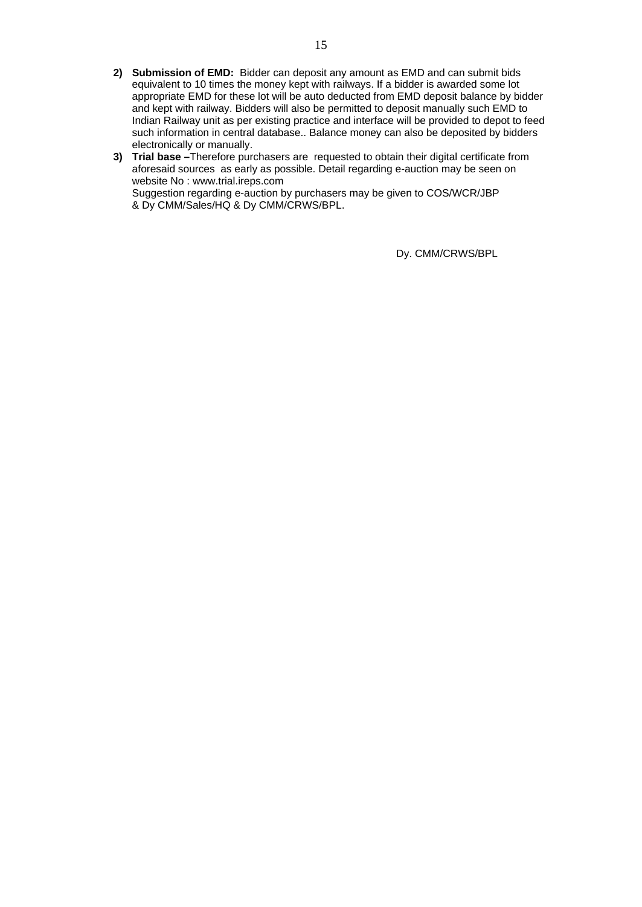2) **Submission of EMD:** Bidder can deposit any amount as EMD and can submit bids equivalent to 10 times the money kept with railways. If a bidder is awarded some lot appropriate EMD for these lot will be auto deducted from EMD deposit balance by bidder and kept with railway. Bidders will also be permitted to deposit manually such EMD to Indian Railway unit as per existing practice and interface will be provided to depot to feed such information in central database.. Balance money can also be deposited by bidders electronically or manually.

3) **Trial base –**Therefore purchasers are requested to obtain their digital certificate from aforesaid sources as early as possible. Detail regarding e-auction may be seen on website No : www.trial.ireps.com
Suggestion regarding e-auction by purchasers may be given to COS/WCR/JBP & Dy CMM/Sales/HQ & Dy CMM/CRWS/BPL.

Dy. CMM/CRWS/BPL